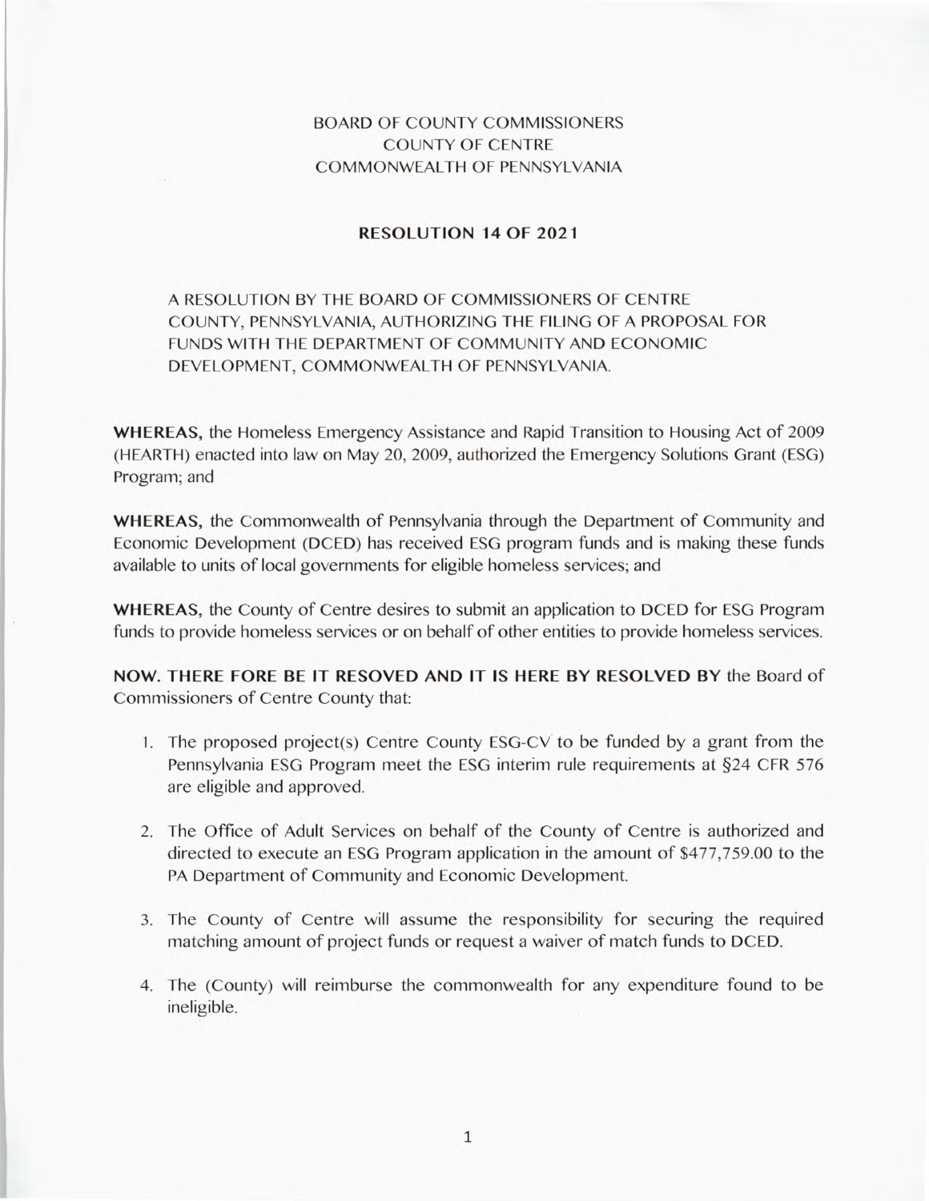BOARD OF COUNTY COMMISSIONERS
COUNTY OF CENTRE
COMMONWEALTH OF PENNSYLVANIA

# RESOLUTION 14 OF 2021

A RESOLUTION BY THE BOARD OF COMMISSIONERS OF CENTRE COUNTY, PENNSYLVANIA, AUTHORIZING THE FILING OF A PROPOSAL FOR FUNDS WITH THE DEPARTMENT OF COMMUNITY AND ECONOMIC DEVELOPMENT, COMMONWEALTH OF PENNSYLVANIA.

**WHEREAS,** the Homeless Emergency Assistance and Rapid Transition to Housing Act of 2009 (HEARTH) enacted into law on May 20, 2009, authorized the Emergency Solutions Grant (ESG) Program; and

**WHEREAS,** the Commonwealth of Pennsylvania through the Department of Community and Economic Development (DCED) has received ESG program funds and is making these funds available to units of local governments for eligible homeless services; and

**WHEREAS,** the County of Centre desires to submit an application to DCED for ESG Program funds to provide homeless services or on behalf of other entities to provide homeless services.

**NOW. THERE FORE BE IT RESOVED AND IT IS HERE BY RESOLVED BY** the Board of Commissioners of Centre County that:

1. The proposed project(s) Centre County ESG-CV to be funded by a grant from the Pennsylvania ESG Program meet the ESG interim rule requirements at §24 CFR 576 are eligible and approved.
2. The Office of Adult Services on behalf of the County of Centre is authorized and directed to execute an ESG Program application in the amount of $477,759.00 to the PA Department of Community and Economic Development.
3. The County of Centre will assume the responsibility for securing the required matching amount of project funds or request a waiver of match funds to DCED.
4. The (County) will reimburse the commonwealth for any expenditure found to be ineligible.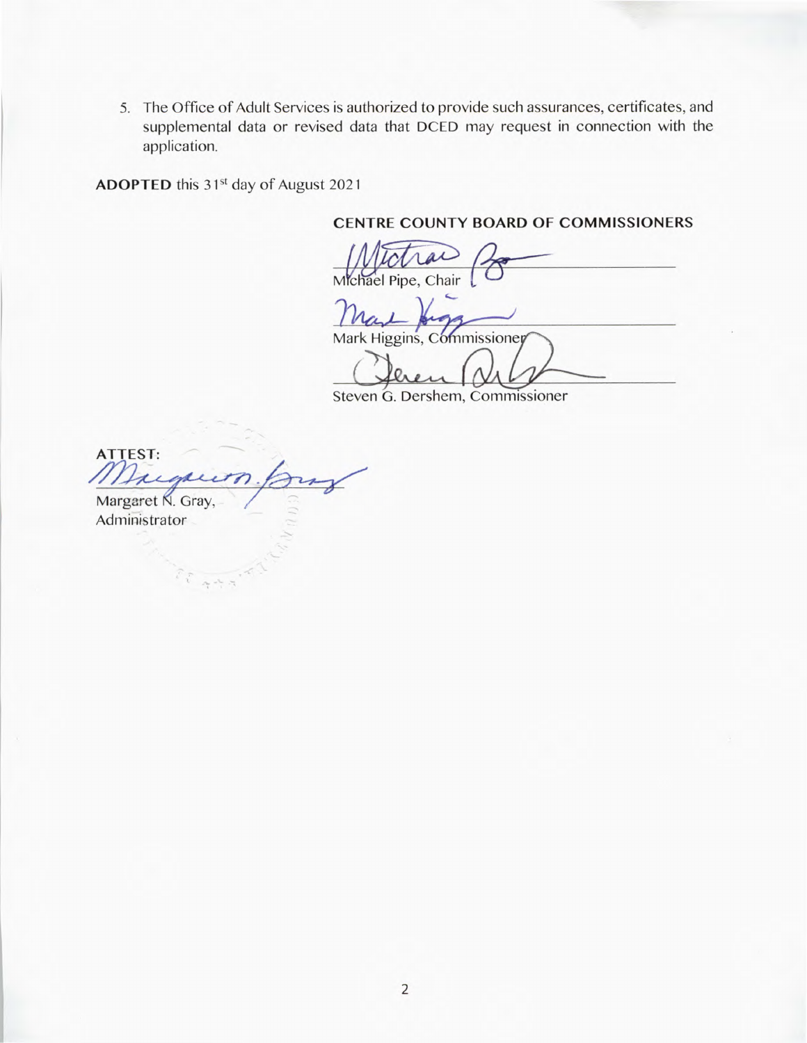5. The Office of Adult Services is authorized to provide such assurances, certificates, and supplemental data or revised data that DCED may request in connection with the application.

**ADOPTED** this 31st day of August 2021

**CENTRE COUNTY BOARD OF COMMISSIONERS**

Michael Pipe, Chair

Mark Higgins, Commissioner

Steven G. Dershem, Commissioner

**ATTEST:**

Margaret N. Gray,
Administrator